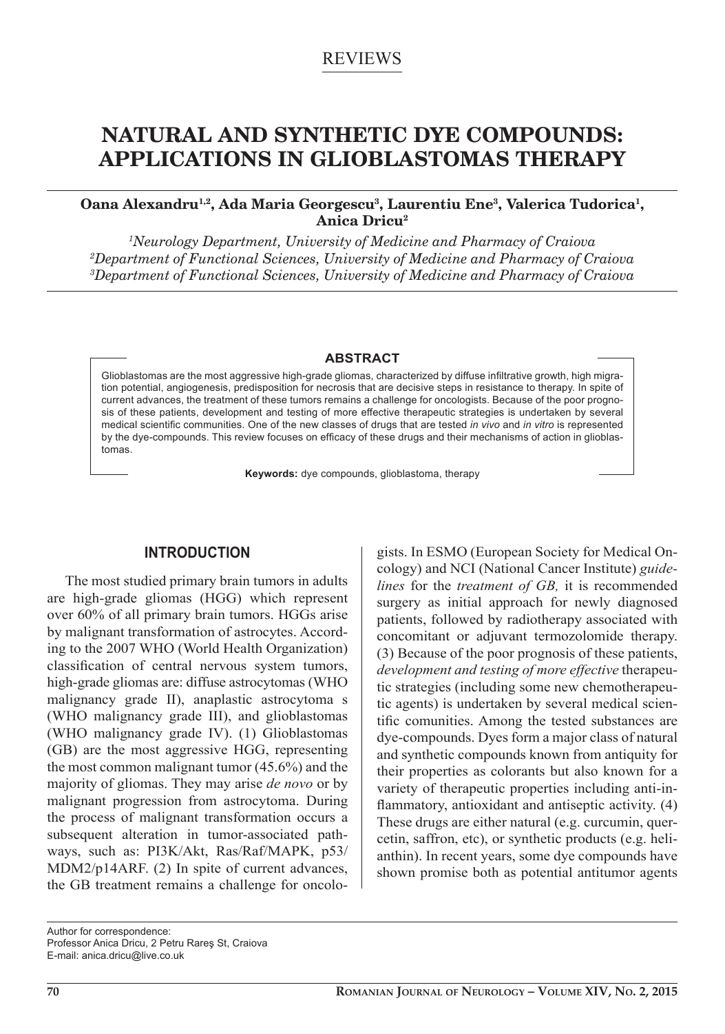REVIEWS

# NATURAL AND SYNTHETIC DYE COMPOUNDS: APPLICATIONS IN GLIOBLASTOMAS THERAPY

**Oana Alexandru[1,2], Ada Maria Georgescu[3], Laurentiu Ene[3], Valerica Tudorica[1], Anica Dricu[2]**

*[1]Neurology Department, University of Medicine and Pharmacy of Craiova*
*[2]Department of Functional Sciences, University of Medicine and Pharmacy of Craiova*
*[3]Department of Functional Sciences, University of Medicine and Pharmacy of Craiova*

### ABSTRACT

Glioblastomas are the most aggressive high-grade gliomas, characterized by diffuse infiltrative growth, high migration potential, angiogenesis, predisposition for necrosis that are decisive steps in resistance to therapy. In spite of current advances, the treatment of these tumors remains a challenge for oncologists. Because of the poor prognosis of these patients, development and testing of more effective therapeutic strategies is undertaken by several medical scientific communities. One of the new classes of drugs that are tested *in vivo* and *in vitro* is represented by the dye-compounds. This review focuses on efficacy of these drugs and their mechanisms of action in glioblastomas.

**Keywords:** dye compounds, glioblastoma, therapy

## INTRODUCTION

The most studied primary brain tumors in adults are high-grade gliomas (HGG) which represent over 60% of all primary brain tumors. HGGs arise by malignant transformation of astrocytes. According to the 2007 WHO (World Health Organization) classification of central nervous system tumors, high-grade gliomas are: diffuse astrocytomas (WHO malignancy grade II), anaplastic astrocytoma s (WHO malignancy grade III), and glioblastomas (WHO malignancy grade IV). (1) Glioblastomas (GB) are the most aggressive HGG, representing the most common malignant tumor (45.6%) and the majority of gliomas. They may arise *de novo* or by malignant progression from astrocytoma. During the process of malignant transformation occurs a subsequent alteration in tumor-associated pathways, such as: PI3K/Akt, Ras/Raf/MAPK, p53/MDM2/p14ARF. (2) In spite of current advances, the GB treatment remains a challenge for oncologists. In ESMO (European Society for Medical Oncology) and NCI (National Cancer Institute) *guidelines* for the *treatment of GB,* it is recommended surgery as initial approach for newly diagnosed patients, followed by radiotherapy associated with concomitant or adjuvant termozolomide therapy. (3) Because of the poor prognosis of these patients, *development and testing of more effective* therapeutic strategies (including some new chemotherapeutic agents) is undertaken by several medical scientific comunities. Among the tested substances are dye-compounds. Dyes form a major class of natural and synthetic compounds known from antiquity for their properties as colorants but also known for a variety of therapeutic properties including anti-inflammatory, antioxidant and antiseptic activity. (4) These drugs are either natural (e.g. curcumin, quercetin, saffron, etc), or synthetic products (e.g. helianthin). In recent years, some dye compounds have shown promise both as potential antitumor agents

Author for correspondence:
Professor Anica Dricu, 2 Petru Rareş St, Craiova
E-mail: anica.dricu@live.co.uk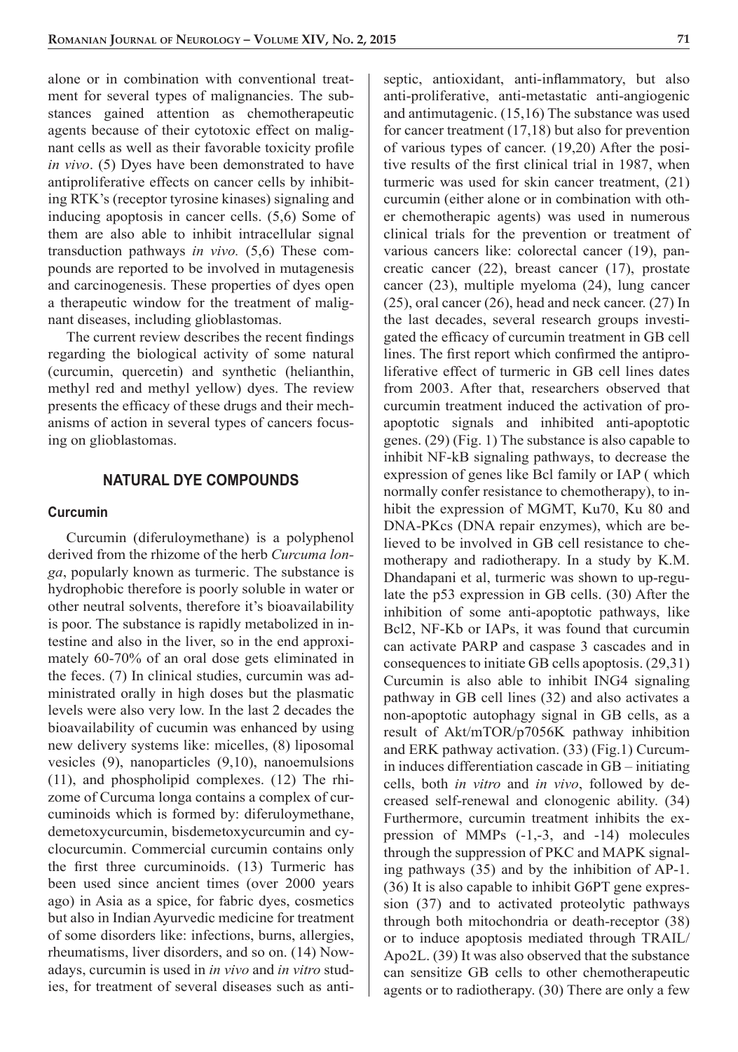alone or in combination with conventional treatment for several types of malignancies. The substances gained attention as chemotherapeutic agents because of their cytotoxic effect on malignant cells as well as their favorable toxicity profile *in vivo*. (5) Dyes have been demonstrated to have antiproliferative effects on cancer cells by inhibiting RTK's (receptor tyrosine kinases) signaling and inducing apoptosis in cancer cells. (5,6) Some of them are also able to inhibit intracellular signal transduction pathways *in vivo.* (5,6) These compounds are reported to be involved in mutagenesis and carcinogenesis. These properties of dyes open a therapeutic window for the treatment of malignant diseases, including glioblastomas.

The current review describes the recent findings regarding the biological activity of some natural (curcumin, quercetin) and synthetic (helianthin, methyl red and methyl yellow) dyes. The review presents the efficacy of these drugs and their mechanisms of action in several types of cancers focusing on glioblastomas.

## NATURAL DYE COMPOUNDS

### Curcumin

Curcumin (diferuloymethane) is a polyphenol derived from the rhizome of the herb *Curcuma longa*, popularly known as turmeric. The substance is hydrophobic therefore is poorly soluble in water or other neutral solvents, therefore it's bioavailability is poor. The substance is rapidly metabolized in intestine and also in the liver, so in the end approximately 60-70% of an oral dose gets eliminated in the feces. (7) In clinical studies, curcumin was administrated orally in high doses but the plasmatic levels were also very low. In the last 2 decades the bioavailability of cucumin was enhanced by using new delivery systems like: micelles, (8) liposomal vesicles (9), nanoparticles (9,10), nanoemulsions (11), and phospholipid complexes. (12) The rhizome of Curcuma longa contains a complex of curcuminoids which is formed by: diferuloymethane, demetoxycurcumin, bisdemetoxycurcumin and cyclocurcumin. Commercial curcumin contains only the first three curcuminoids. (13) Turmeric has been used since ancient times (over 2000 years ago) in Asia as a spice, for fabric dyes, cosmetics but also in Indian Ayurvedic medicine for treatment of some disorders like: infections, burns, allergies, rheumatisms, liver disorders, and so on. (14) Nowadays, curcumin is used in *in vivo* and *in vitro* studies, for treatment of several diseases such as antiseptic, antioxidant, anti-inflammatory, but also anti-proliferative, anti-metastatic anti-angiogenic and antimutagenic. (15,16) The substance was used for cancer treatment (17,18) but also for prevention of various types of cancer. (19,20) After the positive results of the first clinical trial in 1987, when turmeric was used for skin cancer treatment, (21) curcumin (either alone or in combination with other chemotherapic agents) was used in numerous clinical trials for the prevention or treatment of various cancers like: colorectal cancer (19), pancreatic cancer (22), breast cancer (17), prostate cancer (23), multiple myeloma (24), lung cancer (25), oral cancer (26), head and neck cancer. (27) In the last decades, several research groups investigated the efficacy of curcumin treatment in GB cell lines. The first report which confirmed the antiproliferative effect of turmeric in GB cell lines dates from 2003. After that, researchers observed that curcumin treatment induced the activation of pro-apoptotic signals and inhibited anti-apoptotic genes. (29) (Fig. 1) The substance is also capable to inhibit NF-kB signaling pathways, to decrease the expression of genes like Bcl family or IAP ( which normally confer resistance to chemotherapy), to inhibit the expression of MGMT, Ku70, Ku 80 and DNA-PKcs (DNA repair enzymes), which are believed to be involved in GB cell resistance to chemotherapy and radiotherapy. In a study by K.M. Dhandapani et al, turmeric was shown to up-regulate the p53 expression in GB cells. (30) After the inhibition of some anti-apoptotic pathways, like Bcl2, NF-Kb or IAPs, it was found that curcumin can activate PARP and caspase 3 cascades and in consequences to initiate GB cells apoptosis. (29,31) Curcumin is also able to inhibit ING4 signaling pathway in GB cell lines (32) and also activates a non-apoptotic autophagy signal in GB cells, as a result of Akt/mTOR/p7056K pathway inhibition and ERK pathway activation. (33) (Fig.1) Curcumin induces differentiation cascade in GB – initiating cells, both *in vitro* and *in vivo*, followed by decreased self-renewal and clonogenic ability. (34) Furthermore, curcumin treatment inhibits the expression of MMPs (-1,-3, and -14) molecules through the suppression of PKC and MAPK signaling pathways (35) and by the inhibition of AP-1. (36) It is also capable to inhibit G6PT gene expression (37) and to activated proteolytic pathways through both mitochondria or death-receptor (38) or to induce apoptosis mediated through TRAIL/Apo2L. (39) It was also observed that the substance can sensitize GB cells to other chemotherapeutic agents or to radiotherapy. (30) There are only a few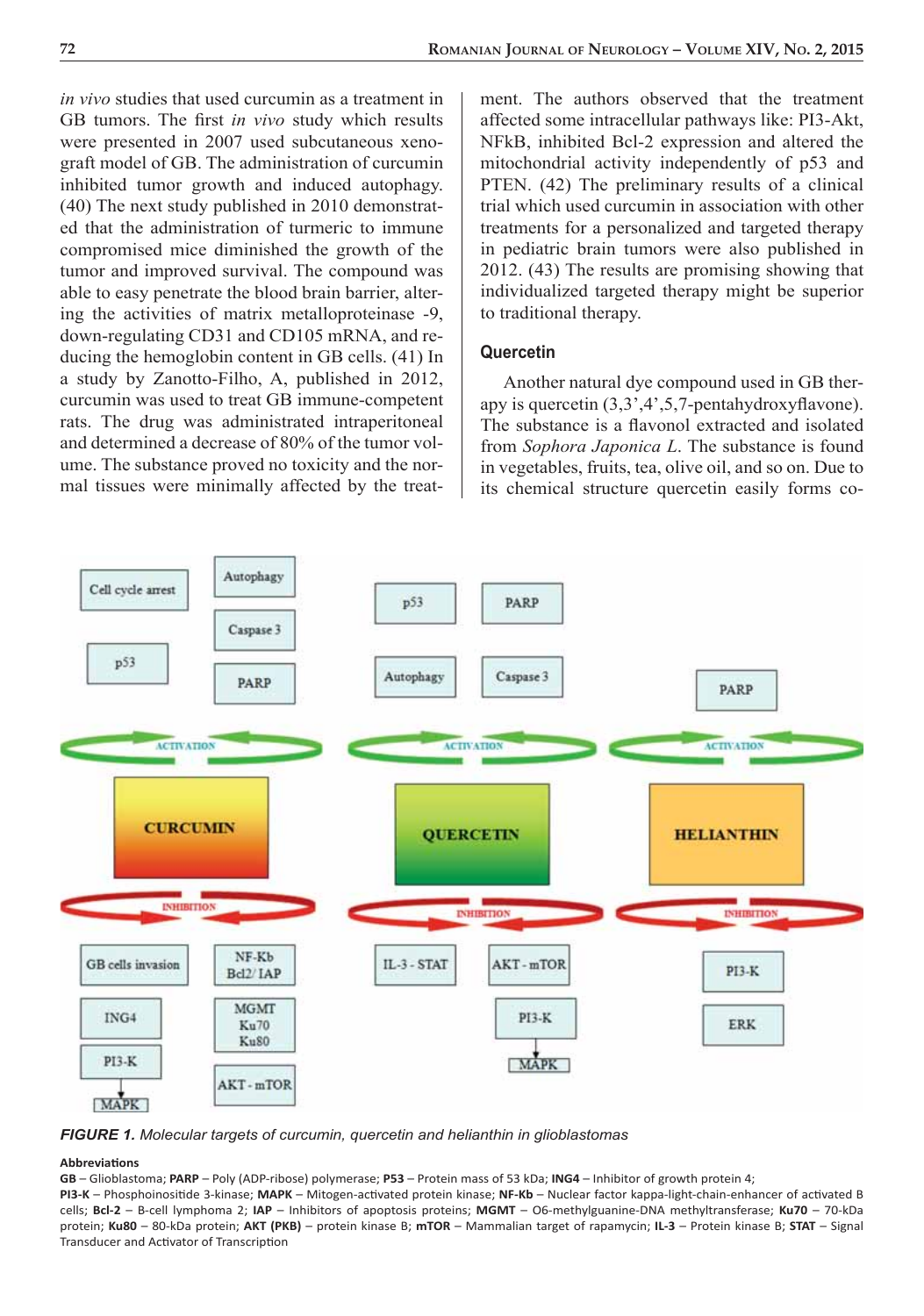*in vivo* studies that used curcumin as a treatment in GB tumors. The first *in vivo* study which results were presented in 2007 used subcutaneous xenograft model of GB. The administration of curcumin inhibited tumor growth and induced autophagy. (40) The next study published in 2010 demonstrated that the administration of turmeric to immune compromised mice diminished the growth of the tumor and improved survival. The compound was able to easy penetrate the blood brain barrier, altering the activities of matrix metalloproteinase -9, down-regulating CD31 and CD105 mRNA, and reducing the hemoglobin content in GB cells. (41) In a study by Zanotto-Filho, A, published in 2012, curcumin was used to treat GB immune-competent rats. The drug was administrated intraperitoneal and determined a decrease of 80% of the tumor volume. The substance proved no toxicity and the normal tissues were minimally affected by the treatment. The authors observed that the treatment affected some intracellular pathways like: PI3-Akt, NFkB, inhibited Bcl-2 expression and altered the mitochondrial activity independently of p53 and PTEN. (42) The preliminary results of a clinical trial which used curcumin in association with other treatments for a personalized and targeted therapy in pediatric brain tumors were also published in 2012. (43) The results are promising showing that individualized targeted therapy might be superior to traditional therapy.

### Quercetin

Another natural dye compound used in GB therapy is quercetin (3,3',4',5,7-pentahydroxyflavone). The substance is a flavonol extracted and isolated from *Sophora Japonica L.* The substance is found in vegetables, fruits, tea, olive oil, and so on. Due to its chemical structure quercetin easily forms co-

***FIGURE 1.*** *Molecular targets of curcumin, quercetin and helianthin in glioblastomas*

**Abbreviations**

**GB** – Glioblastoma; **PARP** – Poly (ADP-ribose) polymerase; **P53** – Protein mass of 53 kDa; **ING4** – Inhibitor of growth protein 4; **PI3-K** – Phosphoinositide 3-kinase; **MAPK** – Mitogen-activated protein kinase; **NF-Kb** – Nuclear factor kappa-light-chain-enhancer of activated B cells; **Bcl-2** – B-cell lymphoma 2; **IAP** – Inhibitors of apoptosis proteins; **MGMT** – O6-methylguanine-DNA methyltransferase; **Ku70** – 70-kDa protein; **Ku80** – 80-kDa protein; **AKT (PKB)** – protein kinase B; **mTOR** – Mammalian target of rapamycin; **IL-3** – Protein kinase B; **STAT** – Signal Transducer and Activator of Transcription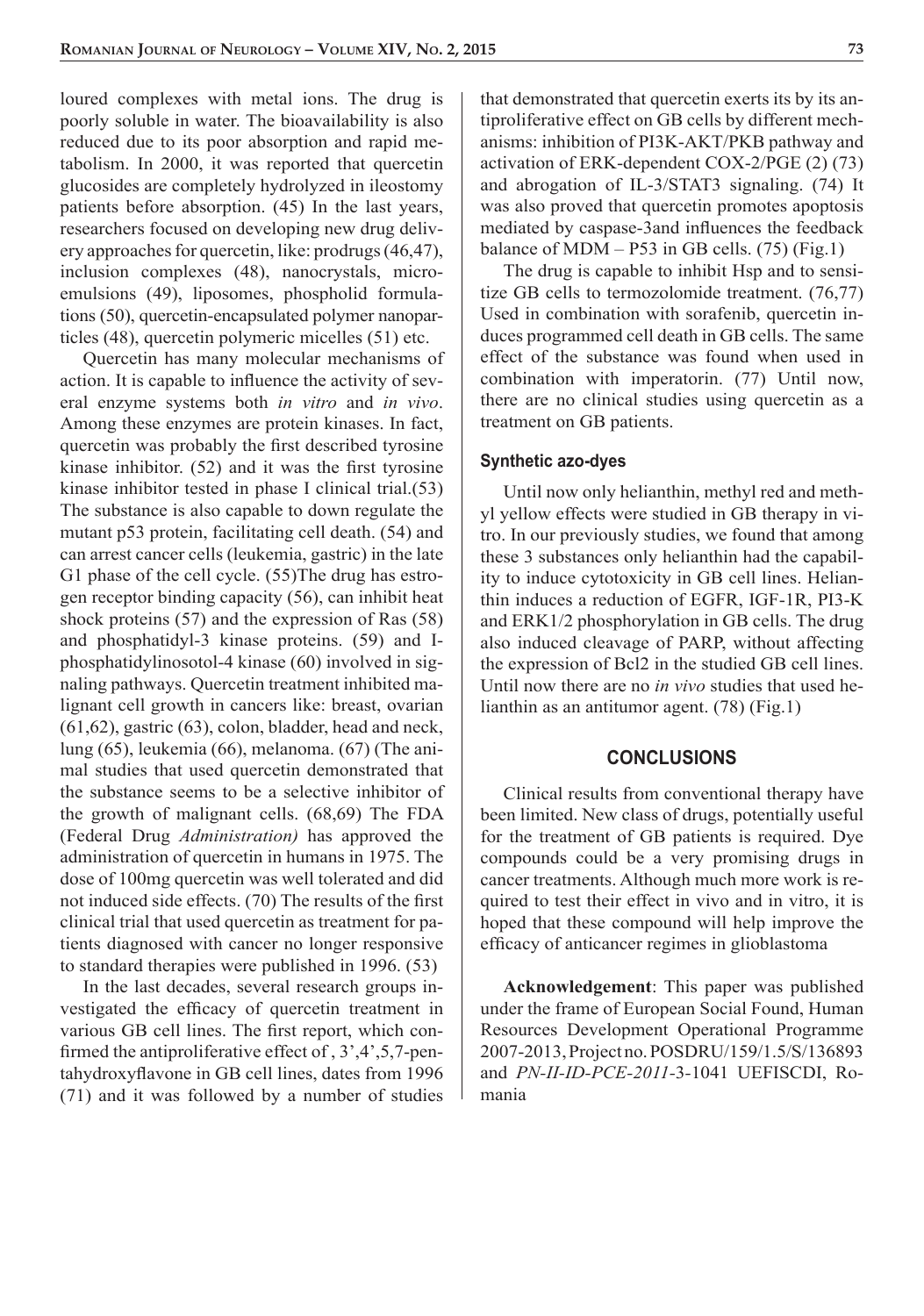loured complexes with metal ions. The drug is poorly soluble in water. The bioavailability is also reduced due to its poor absorption and rapid metabolism. In 2000, it was reported that quercetin glucosides are completely hydrolyzed in ileostomy patients before absorption. (45) In the last years, researchers focused on developing new drug delivery approaches for quercetin, like: prodrugs (46,47), inclusion complexes (48), nanocrystals, microemulsions (49), liposomes, phospholid formulations (50), quercetin-encapsulated polymer nanoparticles (48), quercetin polymeric micelles (51) etc.

Quercetin has many molecular mechanisms of action. It is capable to influence the activity of several enzyme systems both *in vitro* and *in vivo*. Among these enzymes are protein kinases. In fact, quercetin was probably the first described tyrosine kinase inhibitor. (52) and it was the first tyrosine kinase inhibitor tested in phase I clinical trial.(53) The substance is also capable to down regulate the mutant p53 protein, facilitating cell death. (54) and can arrest cancer cells (leukemia, gastric) in the late G1 phase of the cell cycle. (55)The drug has estrogen receptor binding capacity (56), can inhibit heat shock proteins (57) and the expression of Ras (58) and phosphatidyl-3 kinase proteins. (59) and I-phosphatidylinosotol-4 kinase (60) involved in signaling pathways. Quercetin treatment inhibited malignant cell growth in cancers like: breast, ovarian (61,62), gastric (63), colon, bladder, head and neck, lung (65), leukemia (66), melanoma. (67) (The animal studies that used quercetin demonstrated that the substance seems to be a selective inhibitor of the growth of malignant cells. (68,69) The FDA (Federal Drug *Administration)* has approved the administration of quercetin in humans in 1975. The dose of 100mg quercetin was well tolerated and did not induced side effects. (70) The results of the first clinical trial that used quercetin as treatment for patients diagnosed with cancer no longer responsive to standard therapies were published in 1996. (53)

In the last decades, several research groups investigated the efficacy of quercetin treatment in various GB cell lines. The first report, which confirmed the antiproliferative effect of , 3',4',5,7-pentahydroxyflavone in GB cell lines, dates from 1996 (71) and it was followed by a number of studies that demonstrated that quercetin exerts its by its antiproliferative effect on GB cells by different mechanisms: inhibition of PI3K-AKT/PKB pathway and activation of ERK-dependent COX-2/PGE (2) (73) and abrogation of IL-3/STAT3 signaling. (74) It was also proved that quercetin promotes apoptosis mediated by caspase-3and influences the feedback balance of MDM – P53 in GB cells. (75) (Fig.1)

The drug is capable to inhibit Hsp and to sensitize GB cells to termozolomide treatment. (76,77) Used in combination with sorafenib, quercetin induces programmed cell death in GB cells. The same effect of the substance was found when used in combination with imperatorin. (77) Until now, there are no clinical studies using quercetin as a treatment on GB patients.

### Synthetic azo-dyes

Until now only helianthin, methyl red and methyl yellow effects were studied in GB therapy in vitro. In our previously studies, we found that among these 3 substances only helianthin had the capability to induce cytotoxicity in GB cell lines. Helianthin induces a reduction of EGFR, IGF-1R, PI3-K and ERK1/2 phosphorylation in GB cells. The drug also induced cleavage of PARP, without affecting the expression of Bcl2 in the studied GB cell lines. Until now there are no *in vivo* studies that used helianthin as an antitumor agent. (78) (Fig.1)

## CONCLUSIONS

Clinical results from conventional therapy have been limited. New class of drugs, potentially useful for the treatment of GB patients is required. Dye compounds could be a very promising drugs in cancer treatments. Although much more work is required to test their effect in vivo and in vitro, it is hoped that these compound will help improve the efficacy of anticancer regimes in glioblastoma

**Acknowledgement**: This paper was published under the frame of European Social Found, Human Resources Development Operational Programme 2007-2013, Project no. POSDRU/159/1.5/S/136893 and *PN-II-ID-PCE-2011*-3-1041 UEFISCDI, Romania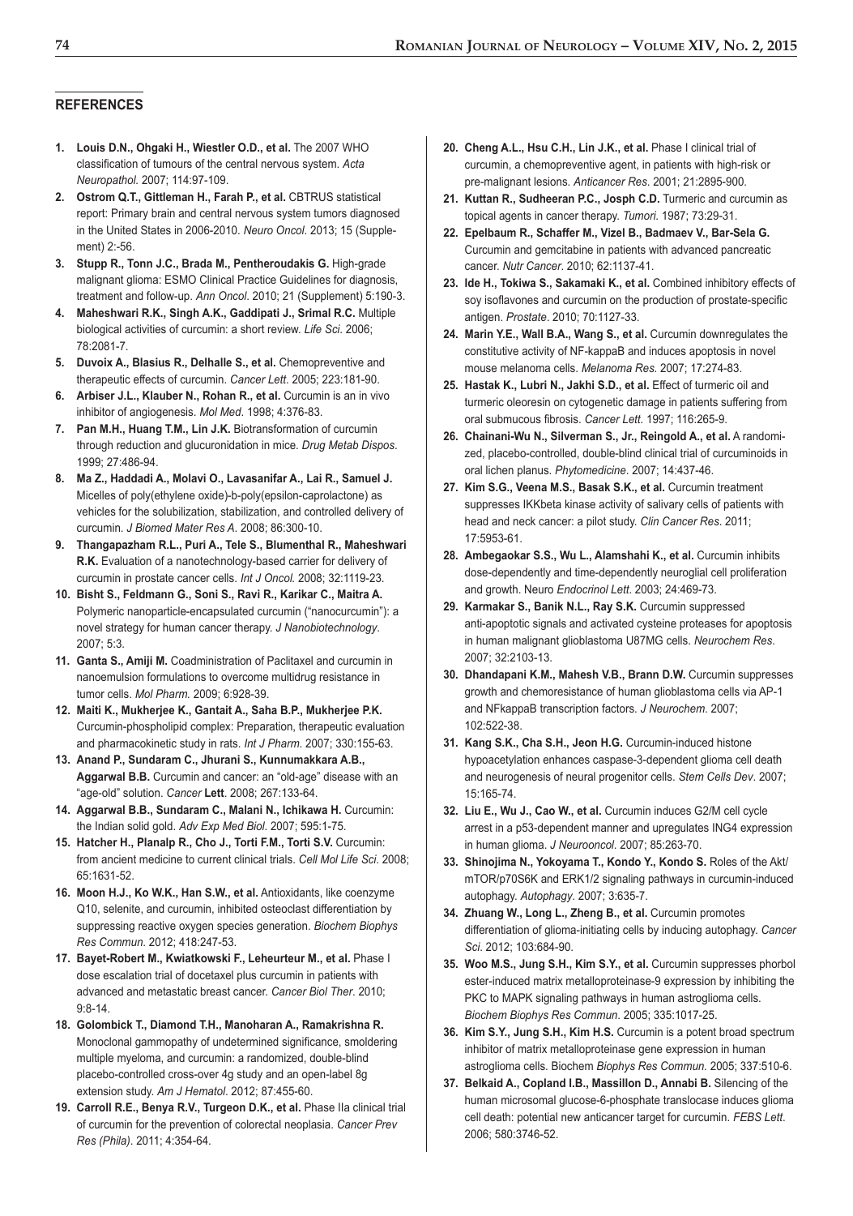## REFERENCES

1. **Louis D.N., Ohgaki H., Wiestler O.D., et al.** The 2007 WHO classification of tumours of the central nervous system. *Acta Neuropathol*. 2007; 114:97-109.
2. **Ostrom Q.T., Gittleman H., Farah P., et al.** CBTRUS statistical report: Primary brain and central nervous system tumors diagnosed in the United States in 2006-2010. *Neuro Oncol*. 2013; 15 (Supplement) 2:-56.
3. **Stupp R., Tonn J.C., Brada M., Pentheroudakis G.** High-grade malignant glioma: ESMO Clinical Practice Guidelines for diagnosis, treatment and follow-up. *Ann Oncol*. 2010; 21 (Supplement) 5:190-3.
4. **Maheshwari R.K., Singh A.K., Gaddipati J., Srimal R.C.** Multiple biological activities of curcumin: a short review. *Life Sci*. 2006; 78:2081-7.
5. **Duvoix A., Blasius R., Delhalle S., et al.** Chemopreventive and therapeutic effects of curcumin. *Cancer Lett*. 2005; 223:181-90.
6. **Arbiser J.L., Klauber N., Rohan R., et al.** Curcumin is an in vivo inhibitor of angiogenesis. *Mol Med*. 1998; 4:376-83.
7. **Pan M.H., Huang T.M., Lin J.K.** Biotransformation of curcumin through reduction and glucuronidation in mice. *Drug Metab Dispos*. 1999; 27:486-94.
8. **Ma Z., Haddadi A., Molavi O., Lavasanifar A., Lai R., Samuel J.** Micelles of poly(ethylene oxide)-b-poly(epsilon-caprolactone) as vehicles for the solubilization, stabilization, and controlled delivery of curcumin. *J Biomed Mater Res A*. 2008; 86:300-10.
9. **Thangapazham R.L., Puri A., Tele S., Blumenthal R., Maheshwari R.K.** Evaluation of a nanotechnology-based carrier for delivery of curcumin in prostate cancer cells. *Int J Oncol*. 2008; 32:1119-23.
10. **Bisht S., Feldmann G., Soni S., Ravi R., Karikar C., Maitra A.** Polymeric nanoparticle-encapsulated curcumin ("nanocurcumin"): a novel strategy for human cancer therapy. *J Nanobiotechnology*. 2007; 5:3.
11. **Ganta S., Amiji M.** Coadministration of Paclitaxel and curcumin in nanoemulsion formulations to overcome multidrug resistance in tumor cells. *Mol Pharm*. 2009; 6:928-39.
12. **Maiti K., Mukherjee K., Gantait A., Saha B.P., Mukherjee P.K.** Curcumin-phospholipid complex: Preparation, therapeutic evaluation and pharmacokinetic study in rats. *Int J Pharm*. 2007; 330:155-63.
13. **Anand P., Sundaram C., Jhurani S., Kunnumakkara A.B., Aggarwal B.B.** Curcumin and cancer: an "old-age" disease with an "age-old" solution. *Cancer* **Lett**. 2008; 267:133-64.
14. **Aggarwal B.B., Sundaram C., Malani N., Ichikawa H.** Curcumin: the Indian solid gold. *Adv Exp Med Biol*. 2007; 595:1-75.
15. **Hatcher H., Planalp R., Cho J., Torti F.M., Torti S.V.** Curcumin: from ancient medicine to current clinical trials. *Cell Mol Life Sci*. 2008; 65:1631-52.
16. **Moon H.J., Ko W.K., Han S.W., et al.** Antioxidants, like coenzyme Q10, selenite, and curcumin, inhibited osteoclast differentiation by suppressing reactive oxygen species generation. *Biochem Biophys Res Commun*. 2012; 418:247-53.
17. **Bayet-Robert M., Kwiatkowski F., Leheurteur M., et al.** Phase I dose escalation trial of docetaxel plus curcumin in patients with advanced and metastatic breast cancer. *Cancer Biol Ther*. 2010; 9:8-14.
18. **Golombick T., Diamond T.H., Manoharan A., Ramakrishna R.** Monoclonal gammopathy of undetermined significance, smoldering multiple myeloma, and curcumin: a randomized, double-blind placebo-controlled cross-over 4g study and an open-label 8g extension study. *Am J Hematol*. 2012; 87:455-60.
19. **Carroll R.E., Benya R.V., Turgeon D.K., et al.** Phase IIa clinical trial of curcumin for the prevention of colorectal neoplasia. *Cancer Prev Res (Phila)*. 2011; 4:354-64.
20. **Cheng A.L., Hsu C.H., Lin J.K., et al.** Phase I clinical trial of curcumin, a chemopreventive agent, in patients with high-risk or pre-malignant lesions. *Anticancer Res*. 2001; 21:2895-900.
21. **Kuttan R., Sudheeran P.C., Josph C.D.** Turmeric and curcumin as topical agents in cancer therapy. *Tumori*. 1987; 73:29-31.
22. **Epelbaum R., Schaffer M., Vizel B., Badmaev V., Bar-Sela G.** Curcumin and gemcitabine in patients with advanced pancreatic cancer. *Nutr Cancer*. 2010; 62:1137-41.
23. **Ide H., Tokiwa S., Sakamaki K., et al.** Combined inhibitory effects of soy isoflavones and curcumin on the production of prostate-specific antigen. *Prostate*. 2010; 70:1127-33.
24. **Marin Y.E., Wall B.A., Wang S., et al.** Curcumin downregulates the constitutive activity of NF-kappaB and induces apoptosis in novel mouse melanoma cells. *Melanoma Res*. 2007; 17:274-83.
25. **Hastak K., Lubri N., Jakhi S.D., et al.** Effect of turmeric oil and turmeric oleoresin on cytogenetic damage in patients suffering from oral submucous fibrosis. *Cancer Lett*. 1997; 116:265-9.
26. **Chainani-Wu N., Silverman S., Jr., Reingold A., et al.** A randomized, placebo-controlled, double-blind clinical trial of curcuminoids in oral lichen planus. *Phytomedicine*. 2007; 14:437-46.
27. **Kim S.G., Veena M.S., Basak S.K., et al.** Curcumin treatment suppresses IKKbeta kinase activity of salivary cells of patients with head and neck cancer: a pilot study. *Clin Cancer Res*. 2011; 17:5953-61.
28. **Ambegaokar S.S., Wu L., Alamshahi K., et al.** Curcumin inhibits dose-dependently and time-dependently neuroglial cell proliferation and growth. Neuro *Endocrinol Lett*. 2003; 24:469-73.
29. **Karmakar S., Banik N.L., Ray S.K.** Curcumin suppressed anti-apoptotic signals and activated cysteine proteases for apoptosis in human malignant glioblastoma U87MG cells. *Neurochem Res*. 2007; 32:2103-13.
30. **Dhandapani K.M., Mahesh V.B., Brann D.W.** Curcumin suppresses growth and chemoresistance of human glioblastoma cells via AP-1 and NFkappaB transcription factors. *J Neurochem*. 2007; 102:522-38.
31. **Kang S.K., Cha S.H., Jeon H.G.** Curcumin-induced histone hypoacetylation enhances caspase-3-dependent glioma cell death and neurogenesis of neural progenitor cells. *Stem Cells Dev*. 2007; 15:165-74.
32. **Liu E., Wu J., Cao W., et al.** Curcumin induces G2/M cell cycle arrest in a p53-dependent manner and upregulates ING4 expression in human glioma. *J Neurooncol*. 2007; 85:263-70.
33. **Shinojima N., Yokoyama T., Kondo Y., Kondo S.** Roles of the Akt/mTOR/p70S6K and ERK1/2 signaling pathways in curcumin-induced autophagy. *Autophagy*. 2007; 3:635-7.
34. **Zhuang W., Long L., Zheng B., et al.** Curcumin promotes differentiation of glioma-initiating cells by inducing autophagy. *Cancer Sci*. 2012; 103:684-90.
35. **Woo M.S., Jung S.H., Kim S.Y., et al.** Curcumin suppresses phorbol ester-induced matrix metalloproteinase-9 expression by inhibiting the PKC to MAPK signaling pathways in human astroglioma cells. *Biochem Biophys Res Commun*. 2005; 335:1017-25.
36. **Kim S.Y., Jung S.H., Kim H.S.** Curcumin is a potent broad spectrum inhibitor of matrix metalloproteinase gene expression in human astroglioma cells. Biochem *Biophys Res Commun*. 2005; 337:510-6.
37. **Belkaid A., Copland I.B., Massillon D., Annabi B.** Silencing of the human microsomal glucose-6-phosphate translocase induces glioma cell death: potential new anticancer target for curcumin. *FEBS Lett*. 2006; 580:3746-52.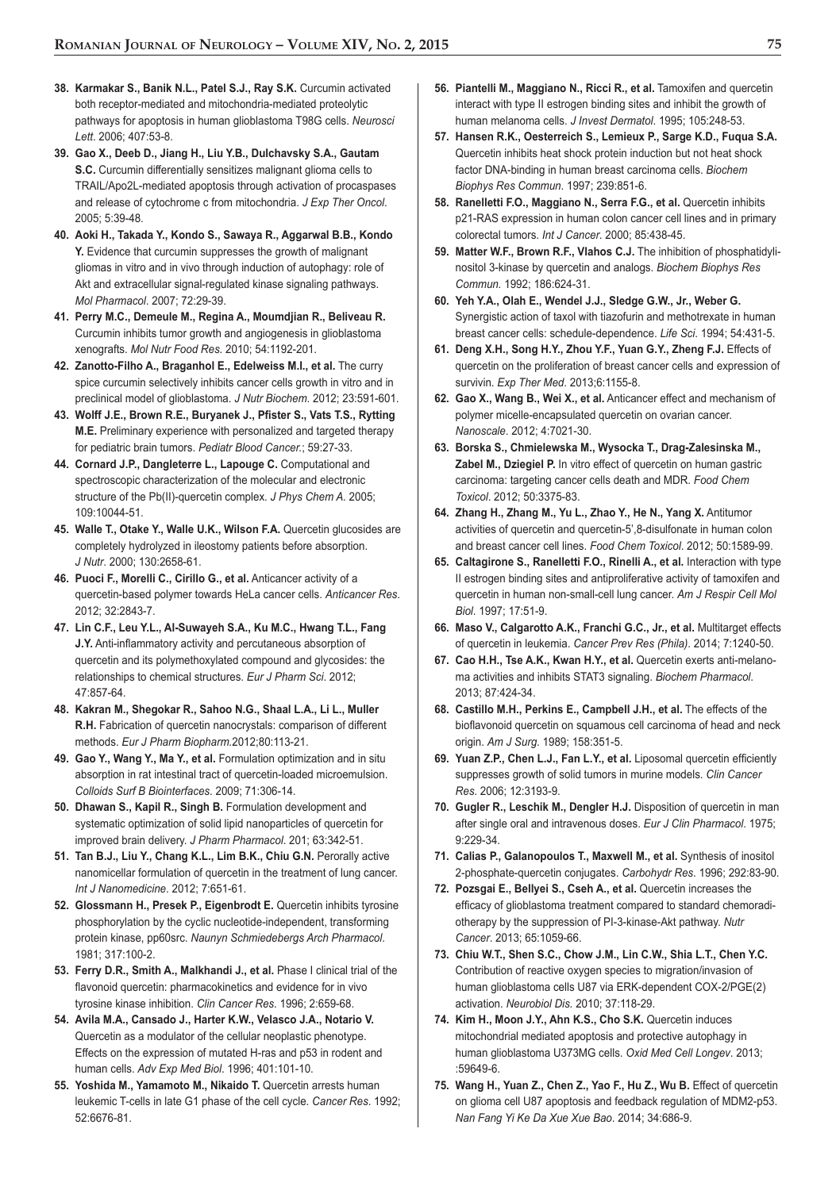38. **Karmakar S., Banik N.L., Patel S.J., Ray S.K.** Curcumin activated both receptor-mediated and mitochondria-mediated proteolytic pathways for apoptosis in human glioblastoma T98G cells. *Neurosci Lett*. 2006; 407:53-8.
39. **Gao X., Deeb D., Jiang H., Liu Y.B., Dulchavsky S.A., Gautam S.C.** Curcumin differentially sensitizes malignant glioma cells to TRAIL/Apo2L-mediated apoptosis through activation of procaspases and release of cytochrome c from mitochondria. *J Exp Ther Oncol*. 2005; 5:39-48.
40. **Aoki H., Takada Y., Kondo S., Sawaya R., Aggarwal B.B., Kondo Y.** Evidence that curcumin suppresses the growth of malignant gliomas in vitro and in vivo through induction of autophagy: role of Akt and extracellular signal-regulated kinase signaling pathways. *Mol Pharmacol*. 2007; 72:29-39.
41. **Perry M.C., Demeule M., Regina A., Moumdjian R., Beliveau R.** Curcumin inhibits tumor growth and angiogenesis in glioblastoma xenografts. *Mol Nutr Food Res*. 2010; 54:1192-201.
42. **Zanotto-Filho A., Braganhol E., Edelweiss M.I., et al.** The curry spice curcumin selectively inhibits cancer cells growth in vitro and in preclinical model of glioblastoma. *J Nutr Biochem*. 2012; 23:591-601.
43. **Wolff J.E., Brown R.E., Buryanek J., Pfister S., Vats T.S., Rytting M.E.** Preliminary experience with personalized and targeted therapy for pediatric brain tumors. *Pediatr Blood Cancer*.; 59:27-33.
44. **Cornard J.P., Dangleterre L., Lapouge C.** Computational and spectroscopic characterization of the molecular and electronic structure of the Pb(II)-quercetin complex. *J Phys Chem A*. 2005; 109:10044-51.
45. **Walle T., Otake Y., Walle U.K., Wilson F.A.** Quercetin glucosides are completely hydrolyzed in ileostomy patients before absorption. *J Nutr*. 2000; 130:2658-61.
46. **Puoci F., Morelli C., Cirillo G., et al.** Anticancer activity of a quercetin-based polymer towards HeLa cancer cells. *Anticancer Res*. 2012; 32:2843-7.
47. **Lin C.F., Leu Y.L., Al-Suwayeh S.A., Ku M.C., Hwang T.L., Fang J.Y.** Anti-inflammatory activity and percutaneous absorption of quercetin and its polymethoxylated compound and glycosides: the relationships to chemical structures. *Eur J Pharm Sci*. 2012; 47:857-64.
48. **Kakran M., Shegokar R., Sahoo N.G., Shaal L.A., Li L., Muller R.H.** Fabrication of quercetin nanocrystals: comparison of different methods. *Eur J Pharm Biopharm.*2012;80:113-21.
49. **Gao Y., Wang Y., Ma Y., et al.** Formulation optimization and in situ absorption in rat intestinal tract of quercetin-loaded microemulsion. *Colloids Surf B Biointerfaces*. 2009; 71:306-14.
50. **Dhawan S., Kapil R., Singh B.** Formulation development and systematic optimization of solid lipid nanoparticles of quercetin for improved brain delivery. *J Pharm Pharmacol*. 201; 63:342-51.
51. **Tan B.J., Liu Y., Chang K.L., Lim B.K., Chiu G.N.** Perorally active nanomicellar formulation of quercetin in the treatment of lung cancer. *Int J Nanomedicine*. 2012; 7:651-61.
52. **Glossmann H., Presek P., Eigenbrodt E.** Quercetin inhibits tyrosine phosphorylation by the cyclic nucleotide-independent, transforming protein kinase, pp60src. *Naunyn Schmiedebergs Arch Pharmacol*. 1981; 317:100-2.
53. **Ferry D.R., Smith A., Malkhandi J., et al.** Phase I clinical trial of the flavonoid quercetin: pharmacokinetics and evidence for in vivo tyrosine kinase inhibition. *Clin Cancer Res*. 1996; 2:659-68.
54. **Avila M.A., Cansado J., Harter K.W., Velasco J.A., Notario V.** Quercetin as a modulator of the cellular neoplastic phenotype. Effects on the expression of mutated H-ras and p53 in rodent and human cells. *Adv Exp Med Biol*. 1996; 401:101-10.
55. **Yoshida M., Yamamoto M., Nikaido T.** Quercetin arrests human leukemic T-cells in late G1 phase of the cell cycle. *Cancer Res*. 1992; 52:6676-81.
56. **Piantelli M., Maggiano N., Ricci R., et al.** Tamoxifen and quercetin interact with type II estrogen binding sites and inhibit the growth of human melanoma cells. *J Invest Dermatol*. 1995; 105:248-53.
57. **Hansen R.K., Oesterreich S., Lemieux P., Sarge K.D., Fuqua S.A.** Quercetin inhibits heat shock protein induction but not heat shock factor DNA-binding in human breast carcinoma cells. *Biochem Biophys Res Commun*. 1997; 239:851-6.
58. **Ranelletti F.O., Maggiano N., Serra F.G., et al.** Quercetin inhibits p21-RAS expression in human colon cancer cell lines and in primary colorectal tumors. *Int J Cancer*. 2000; 85:438-45.
59. **Matter W.F., Brown R.F., Vlahos C.J.** The inhibition of phosphatidylinositol 3-kinase by quercetin and analogs. *Biochem Biophys Res Commun*. 1992; 186:624-31.
60. **Yeh Y.A., Olah E., Wendel J.J., Sledge G.W., Jr., Weber G.** Synergistic action of taxol with tiazofurin and methotrexate in human breast cancer cells: schedule-dependence. *Life Sci*. 1994; 54:431-5.
61. **Deng X.H., Song H.Y., Zhou Y.F., Yuan G.Y., Zheng F.J.** Effects of quercetin on the proliferation of breast cancer cells and expression of survivin. *Exp Ther Med*. 2013;6:1155-8.
62. **Gao X., Wang B., Wei X., et al.** Anticancer effect and mechanism of polymer micelle-encapsulated quercetin on ovarian cancer. *Nanoscale*. 2012; 4:7021-30.
63. **Borska S., Chmielewska M., Wysocka T., Drag-Zalesinska M., Zabel M., Dziegiel P.** In vitro effect of quercetin on human gastric carcinoma: targeting cancer cells death and MDR. *Food Chem Toxicol*. 2012; 50:3375-83.
64. **Zhang H., Zhang M., Yu L., Zhao Y., He N., Yang X.** Antitumor activities of quercetin and quercetin-5',8-disulfonate in human colon and breast cancer cell lines. *Food Chem Toxicol*. 2012; 50:1589-99.
65. **Caltagirone S., Ranelletti F.O., Rinelli A., et al.** Interaction with type II estrogen binding sites and antiproliferative activity of tamoxifen and quercetin in human non-small-cell lung cancer. *Am J Respir Cell Mol Biol*. 1997; 17:51-9.
66. **Maso V., Calgarotto A.K., Franchi G.C., Jr., et al.** Multitarget effects of quercetin in leukemia. *Cancer Prev Res (Phila)*. 2014; 7:1240-50.
67. **Cao H.H., Tse A.K., Kwan H.Y., et al.** Quercetin exerts anti-melanoma activities and inhibits STAT3 signaling. *Biochem Pharmacol*. 2013; 87:424-34.
68. **Castillo M.H., Perkins E., Campbell J.H., et al.** The effects of the bioflavonoid quercetin on squamous cell carcinoma of head and neck origin. *Am J Surg*. 1989; 158:351-5.
69. **Yuan Z.P., Chen L.J., Fan L.Y., et al.** Liposomal quercetin efficiently suppresses growth of solid tumors in murine models. *Clin Cancer Res*. 2006; 12:3193-9.
70. **Gugler R., Leschik M., Dengler H.J.** Disposition of quercetin in man after single oral and intravenous doses. *Eur J Clin Pharmacol*. 1975; 9:229-34.
71. **Calias P., Galanopoulos T., Maxwell M., et al.** Synthesis of inositol 2-phosphate-quercetin conjugates. *Carbohydr Res*. 1996; 292:83-90.
72. **Pozsgai E., Bellyei S., Cseh A., et al.** Quercetin increases the efficacy of glioblastoma treatment compared to standard chemoradiotherapy by the suppression of PI-3-kinase-Akt pathway. *Nutr Cancer*. 2013; 65:1059-66.
73. **Chiu W.T., Shen S.C., Chow J.M., Lin C.W., Shia L.T., Chen Y.C.** Contribution of reactive oxygen species to migration/invasion of human glioblastoma cells U87 via ERK-dependent COX-2/PGE(2) activation. *Neurobiol Dis*. 2010; 37:118-29.
74. **Kim H., Moon J.Y., Ahn K.S., Cho S.K.** Quercetin induces mitochondrial mediated apoptosis and protective autophagy in human glioblastoma U373MG cells. *Oxid Med Cell Longev*. 2013; :59649-6.
75. **Wang H., Yuan Z., Chen Z., Yao F., Hu Z., Wu B.** Effect of quercetin on glioma cell U87 apoptosis and feedback regulation of MDM2-p53. *Nan Fang Yi Ke Da Xue Xue Bao*. 2014; 34:686-9.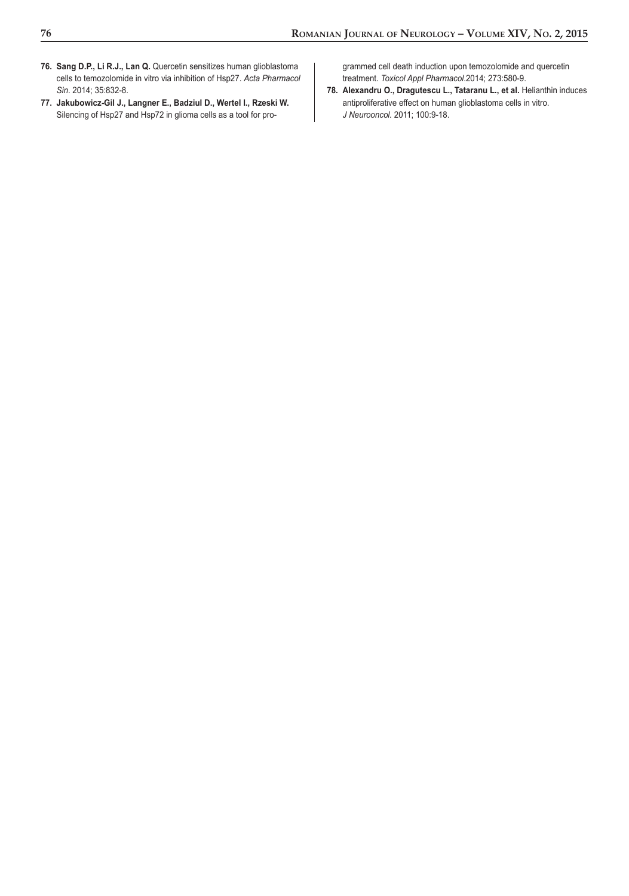76. **Sang D.P., Li R.J., Lan Q.** Quercetin sensitizes human glioblastoma cells to temozolomide in vitro via inhibition of Hsp27. *Acta Pharmacol Sin*. 2014; 35:832-8.

77. **Jakubowicz-Gil J., Langner E., Badziul D., Wertel I., Rzeski W.** Silencing of Hsp27 and Hsp72 in glioma cells as a tool for programmed cell death induction upon temozolomide and quercetin treatment. *Toxicol Appl Pharmacol*.2014; 273:580-9.

78. **Alexandru O., Dragutescu L., Tataranu L., et al.** Helianthin induces antiproliferative effect on human glioblastoma cells in vitro. *J Neurooncol*. 2011; 100:9-18.